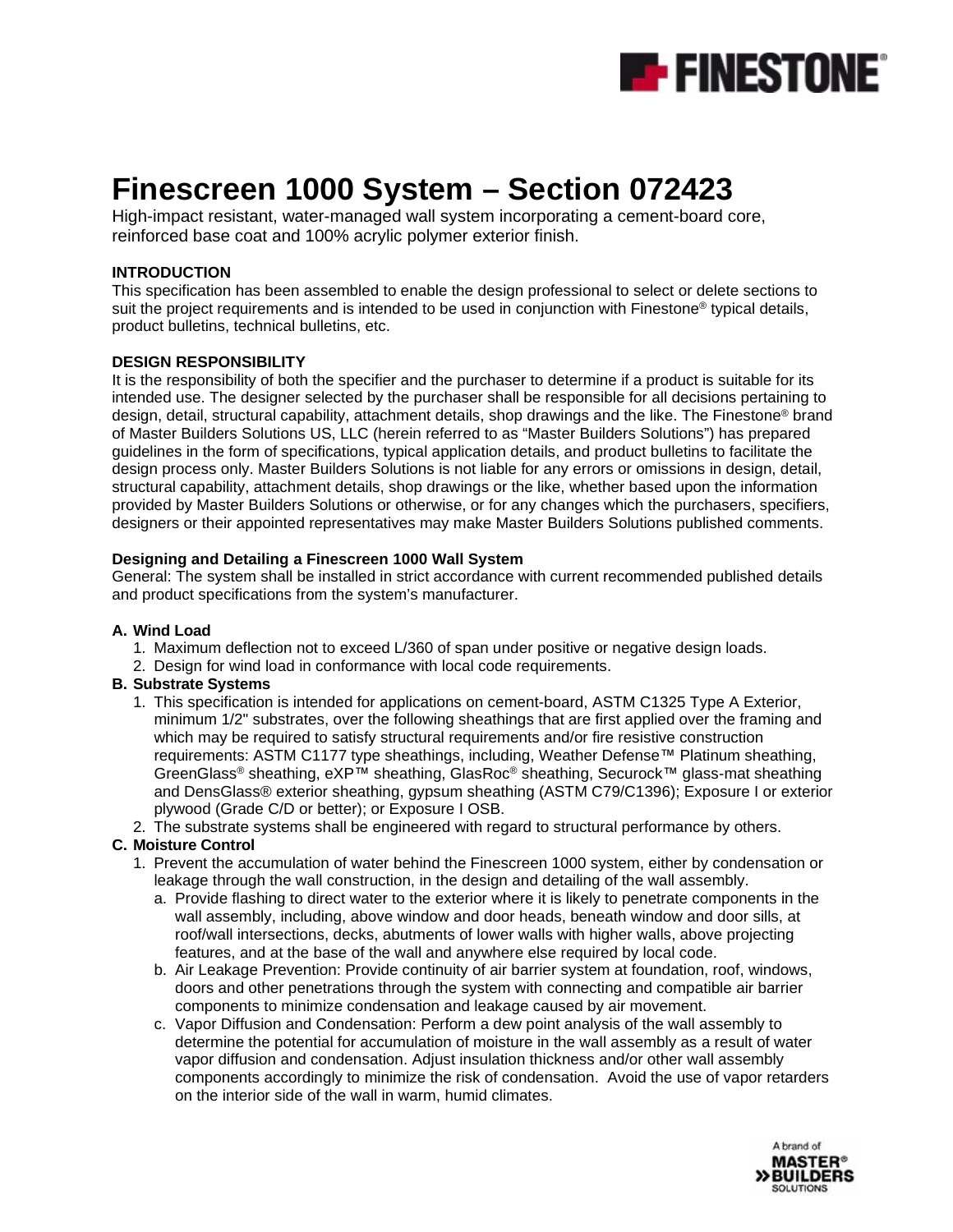# Finescreen 1000 System – Section 072423

High-impact resistant, water-managed wall system incorporating a cement-board core, reinforced base coat and 100% acrylic polymer exterior finish.

**INTRODUCTION**

This specification has been assembled to enable the design professional to select or delete sections to suit the project requirements and is intended to be used in conjunction with Finestone® typical details, product bulletins, technical bulletins, etc.

**DESIGN RESPONSIBILITY**

It is the responsibility of both the specifier and the purchaser to determine if a product is suitable for its intended use. The designer selected by the purchaser shall be responsible for all decisions pertaining to design, detail, structural capability, attachment details, shop drawings and the like. The Finestone® brand of Master Builders Solutions US, LLC (herein referred to as "Master Builders Solutions") has prepared guidelines in the form of specifications, typical application details, and product bulletins to facilitate the design process only. Master Builders Solutions is not liable for any errors or omissions in design, detail, structural capability, attachment details, shop drawings or the like, whether based upon the information provided by Master Builders Solutions or otherwise, or for any changes which the purchasers, specifiers, designers or their appointed representatives may make Master Builders Solutions published comments.

**Designing and Detailing a Finescreen 1000 Wall System**

General: The system shall be installed in strict accordance with current recommended published details and product specifications from the system's manufacturer.

**A. Wind Load**

1. Maximum deflection not to exceed L/360 of span under positive or negative design loads.
2. Design for wind load in conformance with local code requirements.

**B. Substrate Systems**

1. This specification is intended for applications on cement-board, ASTM C1325 Type A Exterior, minimum 1/2" substrates, over the following sheathings that are first applied over the framing and which may be required to satisfy structural requirements and/or fire resistive construction requirements: ASTM C1177 type sheathings, including, Weather Defense™ Platinum sheathing, GreenGlass® sheathing, eXP™ sheathing, GlasRoc® sheathing, Securock™ glass-mat sheathing and DensGlass® exterior sheathing, gypsum sheathing (ASTM C79/C1396); Exposure I or exterior plywood (Grade C/D or better); or Exposure I OSB.
2. The substrate systems shall be engineered with regard to structural performance by others.

**C. Moisture Control**

1. Prevent the accumulation of water behind the Finescreen 1000 system, either by condensation or leakage through the wall construction, in the design and detailing of the wall assembly.
   a. Provide flashing to direct water to the exterior where it is likely to penetrate components in the wall assembly, including, above window and door heads, beneath window and door sills, at roof/wall intersections, decks, abutments of lower walls with higher walls, above projecting features, and at the base of the wall and anywhere else required by local code.
   b. Air Leakage Prevention: Provide continuity of air barrier system at foundation, roof, windows, doors and other penetrations through the system with connecting and compatible air barrier components to minimize condensation and leakage caused by air movement.
   c. Vapor Diffusion and Condensation: Perform a dew point analysis of the wall assembly to determine the potential for accumulation of moisture in the wall assembly as a result of water vapor diffusion and condensation. Adjust insulation thickness and/or other wall assembly components accordingly to minimize the risk of condensation. Avoid the use of vapor retarders on the interior side of the wall in warm, humid climates.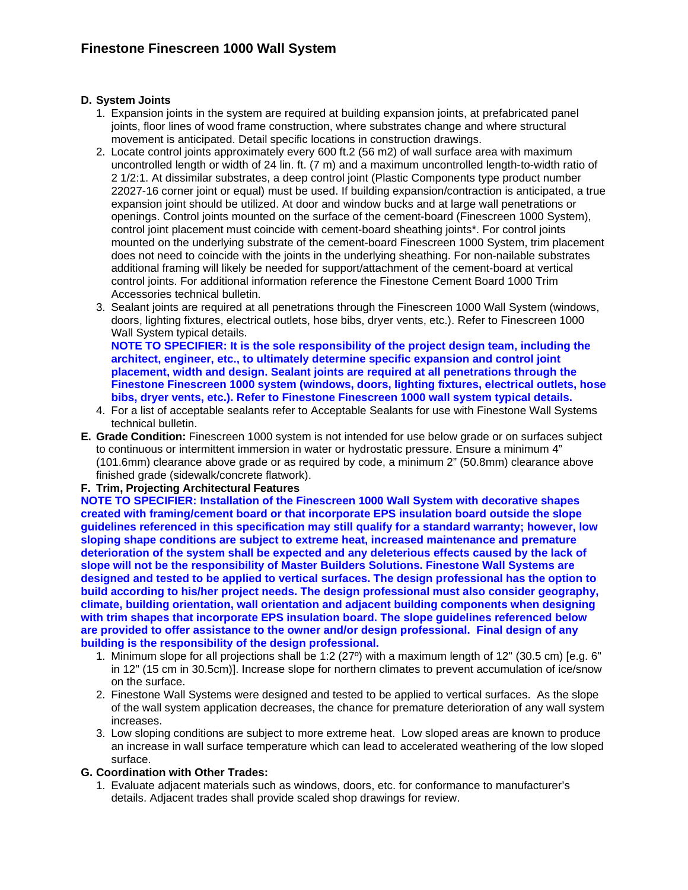**D. System Joints**

1. Expansion joints in the system are required at building expansion joints, at prefabricated panel joints, floor lines of wood frame construction, where substrates change and where structural movement is anticipated. Detail specific locations in construction drawings.
2. Locate control joints approximately every 600 ft.2 (56 m2) of wall surface area with maximum uncontrolled length or width of 24 lin. ft. (7 m) and a maximum uncontrolled length-to-width ratio of 2 1/2:1. At dissimilar substrates, a deep control joint (Plastic Components type product number 22027-16 corner joint or equal) must be used. If building expansion/contraction is anticipated, a true expansion joint should be utilized. At door and window bucks and at large wall penetrations or openings. Control joints mounted on the surface of the cement-board (Finescreen 1000 System), control joint placement must coincide with cement-board sheathing joints*. For control joints mounted on the underlying substrate of the cement-board Finescreen 1000 System, trim placement does not need to coincide with the joints in the underlying sheathing. For non-nailable substrates additional framing will likely be needed for support/attachment of the cement-board at vertical control joints. For additional information reference the Finestone Cement Board 1000 Trim Accessories technical bulletin.
3. Sealant joints are required at all penetrations through the Finescreen 1000 Wall System (windows, doors, lighting fixtures, electrical outlets, hose bibs, dryer vents, etc.). Refer to Finescreen 1000 Wall System typical details.
   **NOTE TO SPECIFIER: It is the sole responsibility of the project design team, including the architect, engineer, etc., to ultimately determine specific expansion and control joint placement, width and design. Sealant joints are required at all penetrations through the Finestone Finescreen 1000 system (windows, doors, lighting fixtures, electrical outlets, hose bibs, dryer vents, etc.). Refer to Finestone Finescreen 1000 wall system typical details.**
4. For a list of acceptable sealants refer to Acceptable Sealants for use with Finestone Wall Systems technical bulletin.

**E. Grade Condition:** Finescreen 1000 system is not intended for use below grade or on surfaces subject to continuous or intermittent immersion in water or hydrostatic pressure. Ensure a minimum 4" (101.6mm) clearance above grade or as required by code, a minimum 2" (50.8mm) clearance above finished grade (sidewalk/concrete flatwork).

**F. Trim, Projecting Architectural Features**

**NOTE TO SPECIFIER: Installation of the Finescreen 1000 Wall System with decorative shapes created with framing/cement board or that incorporate EPS insulation board outside the slope guidelines referenced in this specification may still qualify for a standard warranty; however, low sloping shape conditions are subject to extreme heat, increased maintenance and premature deterioration of the system shall be expected and any deleterious effects caused by the lack of slope will not be the responsibility of Master Builders Solutions. Finestone Wall Systems are designed and tested to be applied to vertical surfaces. The design professional has the option to build according to his/her project needs. The design professional must also consider geography, climate, building orientation, wall orientation and adjacent building components when designing with trim shapes that incorporate EPS insulation board. The slope guidelines referenced below are provided to offer assistance to the owner and/or design professional. Final design of any building is the responsibility of the design professional.**

1. Minimum slope for all projections shall be 1:2 (27º) with a maximum length of 12" (30.5 cm) [e.g. 6" in 12" (15 cm in 30.5cm)]. Increase slope for northern climates to prevent accumulation of ice/snow on the surface.
2. Finestone Wall Systems were designed and tested to be applied to vertical surfaces. As the slope of the wall system application decreases, the chance for premature deterioration of any wall system increases.
3. Low sloping conditions are subject to more extreme heat. Low sloped areas are known to produce an increase in wall surface temperature which can lead to accelerated weathering of the low sloped surface.

**G. Coordination with Other Trades:**

1. Evaluate adjacent materials such as windows, doors, etc. for conformance to manufacturer's details. Adjacent trades shall provide scaled shop drawings for review.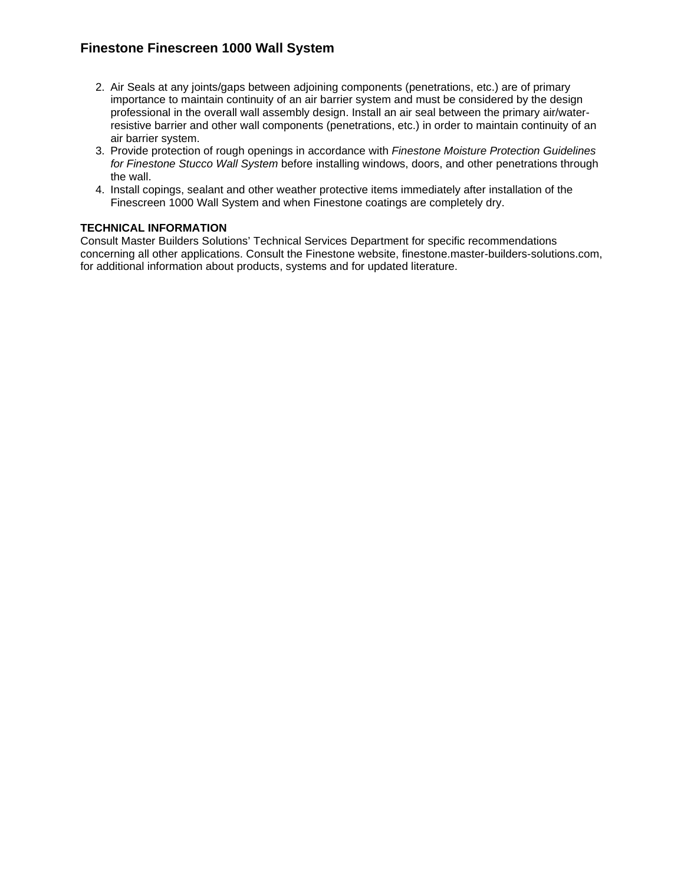2. Air Seals at any joints/gaps between adjoining components (penetrations, etc.) are of primary importance to maintain continuity of an air barrier system and must be considered by the design professional in the overall wall assembly design. Install an air seal between the primary air/water-resistive barrier and other wall components (penetrations, etc.) in order to maintain continuity of an air barrier system.
3. Provide protection of rough openings in accordance with *Finestone Moisture Protection Guidelines for Finestone Stucco Wall System* before installing windows, doors, and other penetrations through the wall.
4. Install copings, sealant and other weather protective items immediately after installation of the Finescreen 1000 Wall System and when Finestone coatings are completely dry.

**TECHNICAL INFORMATION**

Consult Master Builders Solutions' Technical Services Department for specific recommendations concerning all other applications. Consult the Finestone website, finestone.master-builders-solutions.com, for additional information about products, systems and for updated literature.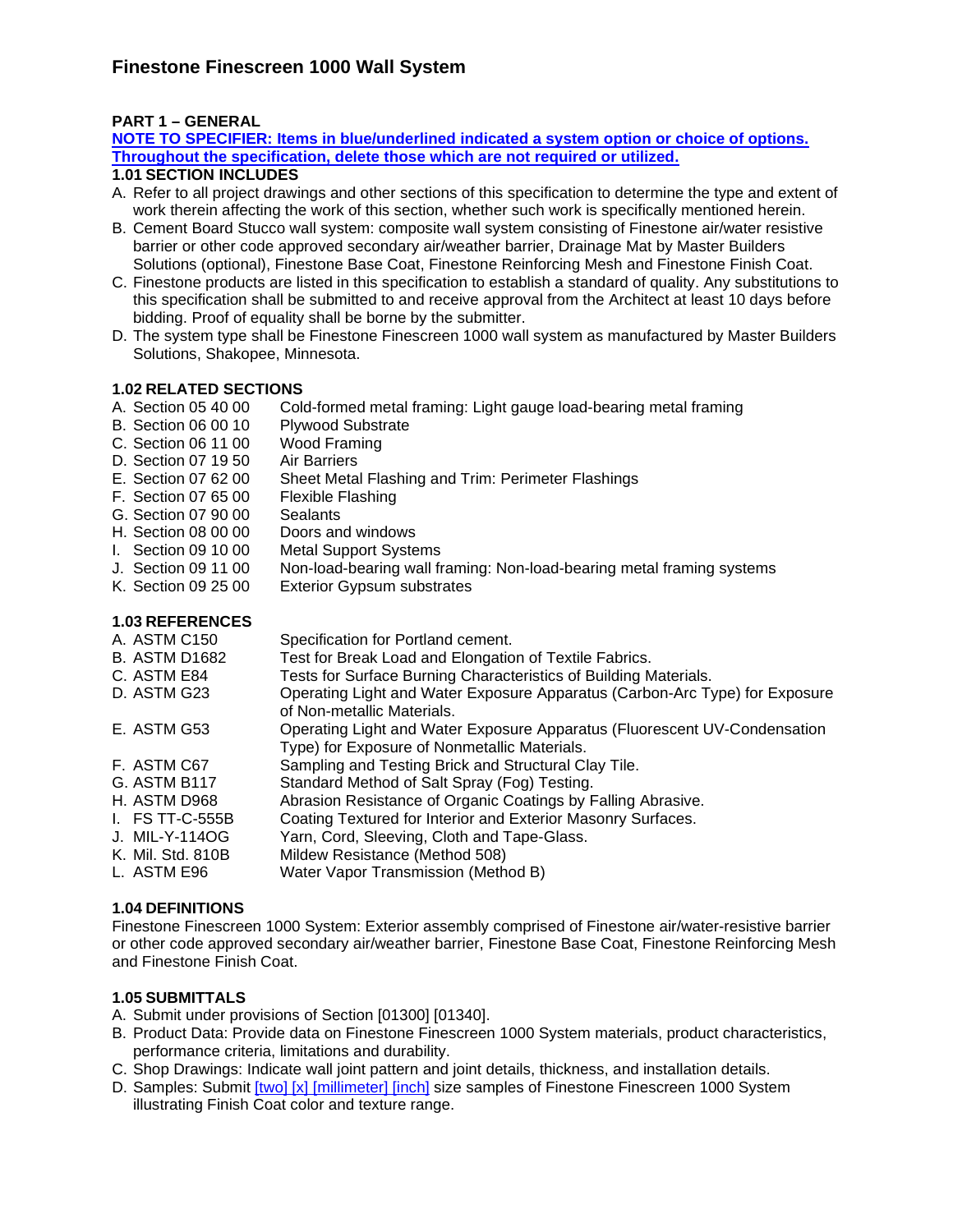# Finestone Finescreen 1000 Wall System

## PART 1 – GENERAL

**NOTE TO SPECIFIER: Items in blue/underlined indicated a system option or choice of options. Throughout the specification, delete those which are not required or utilized.**

### 1.01 SECTION INCLUDES

A. Refer to all project drawings and other sections of this specification to determine the type and extent of work therein affecting the work of this section, whether such work is specifically mentioned herein.

B. Cement Board Stucco wall system: composite wall system consisting of Finestone air/water resistive barrier or other code approved secondary air/weather barrier, Drainage Mat by Master Builders Solutions (optional), Finestone Base Coat, Finestone Reinforcing Mesh and Finestone Finish Coat.

C. Finestone products are listed in this specification to establish a standard of quality. Any substitutions to this specification shall be submitted to and receive approval from the Architect at least 10 days before bidding. Proof of equality shall be borne by the submitter.

D. The system type shall be Finestone Finescreen 1000 wall system as manufactured by Master Builders Solutions, Shakopee, Minnesota.

### 1.02 RELATED SECTIONS

A. Section 05 40 00 Cold-formed metal framing: Light gauge load-bearing metal framing
B. Section 06 00 10 Plywood Substrate
C. Section 06 11 00 Wood Framing
D. Section 07 19 50 Air Barriers
E. Section 07 62 00 Sheet Metal Flashing and Trim: Perimeter Flashings
F. Section 07 65 00 Flexible Flashing
G. Section 07 90 00 Sealants
H. Section 08 00 00 Doors and windows
I. Section 09 10 00 Metal Support Systems
J. Section 09 11 00 Non-load-bearing wall framing: Non-load-bearing metal framing systems
K. Section 09 25 00 Exterior Gypsum substrates

### 1.03 REFERENCES

A. ASTM C150 Specification for Portland cement.
B. ASTM D1682 Test for Break Load and Elongation of Textile Fabrics.
C. ASTM E84 Tests for Surface Burning Characteristics of Building Materials.
D. ASTM G23 Operating Light and Water Exposure Apparatus (Carbon-Arc Type) for Exposure of Non-metallic Materials.
E. ASTM G53 Operating Light and Water Exposure Apparatus (Fluorescent UV-Condensation Type) for Exposure of Nonmetallic Materials.
F. ASTM C67 Sampling and Testing Brick and Structural Clay Tile.
G. ASTM B117 Standard Method of Salt Spray (Fog) Testing.
H. ASTM D968 Abrasion Resistance of Organic Coatings by Falling Abrasive.
I. FS TT-C-555B Coating Textured for Interior and Exterior Masonry Surfaces.
J. MIL-Y-114OG Yarn, Cord, Sleeving, Cloth and Tape-Glass.
K. Mil. Std. 810B Mildew Resistance (Method 508)
L. ASTM E96 Water Vapor Transmission (Method B)

### 1.04 DEFINITIONS

Finestone Finescreen 1000 System: Exterior assembly comprised of Finestone air/water-resistive barrier or other code approved secondary air/weather barrier, Finestone Base Coat, Finestone Reinforcing Mesh and Finestone Finish Coat.

### 1.05 SUBMITTALS

A. Submit under provisions of Section [01300] [01340].

B. Product Data: Provide data on Finestone Finescreen 1000 System materials, product characteristics, performance criteria, limitations and durability.

C. Shop Drawings: Indicate wall joint pattern and joint details, thickness, and installation details.

D. Samples: Submit [two] [x] [millimeter] [inch] size samples of Finestone Finescreen 1000 System illustrating Finish Coat color and texture range.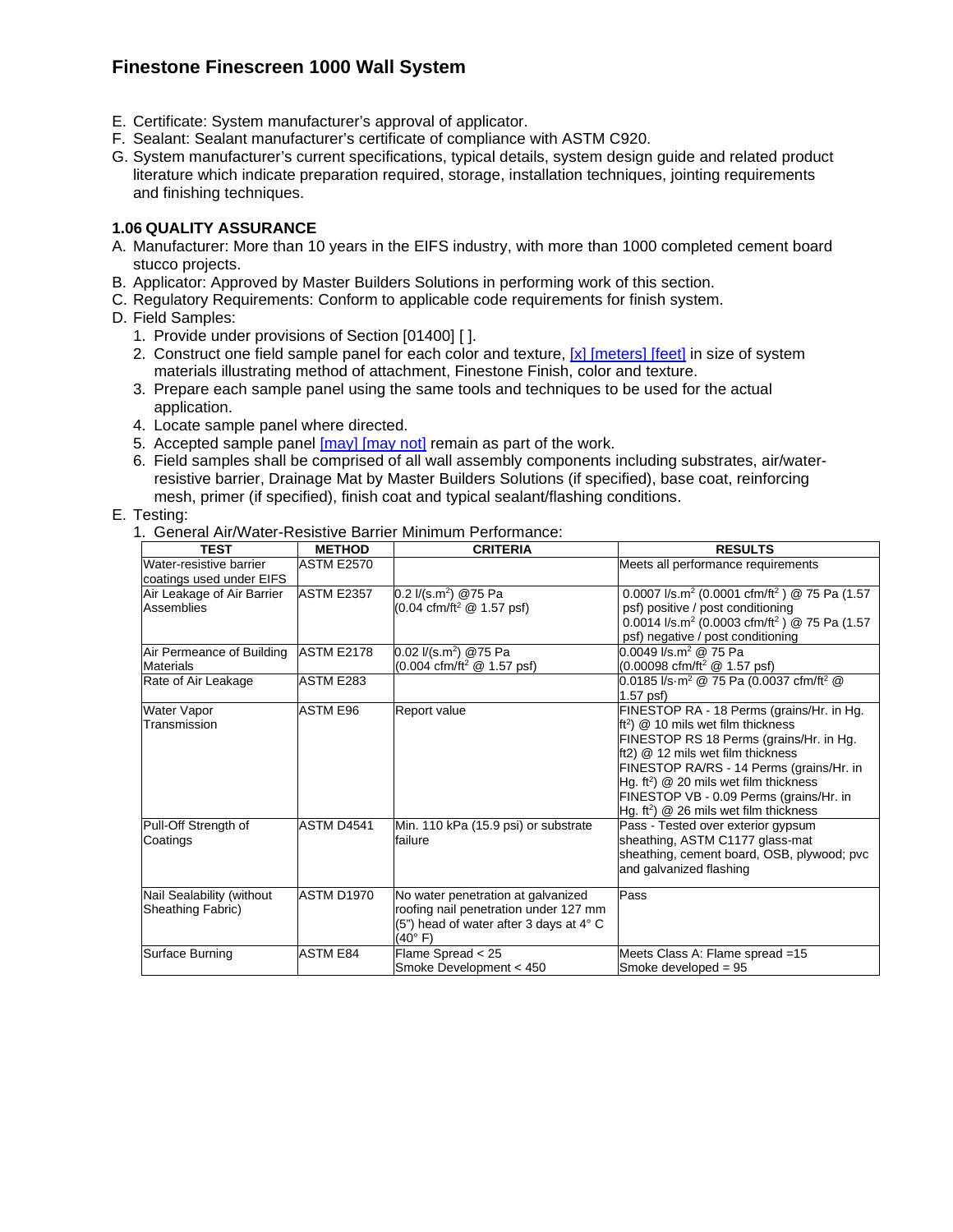## Finestone Finescreen 1000 Wall System

E. Certificate: System manufacturer's approval of applicator.
F. Sealant: Sealant manufacturer's certificate of compliance with ASTM C920.
G. System manufacturer's current specifications, typical details, system design guide and related product literature which indicate preparation required, storage, installation techniques, jointing requirements and finishing techniques.

### 1.06 QUALITY ASSURANCE

A. Manufacturer: More than 10 years in the EIFS industry, with more than 1000 completed cement board stucco projects.
B. Applicator: Approved by Master Builders Solutions in performing work of this section.
C. Regulatory Requirements: Conform to applicable code requirements for finish system.
D. Field Samples:
   1. Provide under provisions of Section [01400] [ ].
   2. Construct one field sample panel for each color and texture, [x] [meters] [feet] in size of system materials illustrating method of attachment, Finestone Finish, color and texture.
   3. Prepare each sample panel using the same tools and techniques to be used for the actual application.
   4. Locate sample panel where directed.
   5. Accepted sample panel [may] [may not] remain as part of the work.
   6. Field samples shall be comprised of all wall assembly components including substrates, air/water-resistive barrier, Drainage Mat by Master Builders Solutions (if specified), base coat, reinforcing mesh, primer (if specified), finish coat and typical sealant/flashing conditions.
E. Testing:
   1. General Air/Water-Resistive Barrier Minimum Performance:

| TEST | METHOD | CRITERIA | RESULTS |
|---|---|---|---|
| Water-resistive barrier coatings used under EIFS | ASTM E2570 | | Meets all performance requirements |
| Air Leakage of Air Barrier Assemblies | ASTM E2357 | 0.2 l/(s.m$^2$) @75 Pa (0.04 cfm/ft$^2$ @ 1.57 psf) | 0.0007 l/s.m$^2$ (0.0001 cfm/ft$^2$ ) @ 75 Pa (1.57 psf) positive / post conditioning 0.0014 l/s.m$^2$ (0.0003 cfm/ft$^2$ ) @ 75 Pa (1.57 psf) negative / post conditioning |
| Air Permeance of Building Materials | ASTM E2178 | 0.02 l/(s.m$^2$) @75 Pa (0.004 cfm/ft$^2$ @ 1.57 psf) | 0.0049 l/s.m$^2$ @ 75 Pa (0.00098 cfm/ft$^2$ @ 1.57 psf) |
| Rate of Air Leakage | ASTM E283 | | 0.0185 l/s·m$^2$ @ 75 Pa (0.0037 cfm/ft$^2$ @ 1.57 psf) |
| Water Vapor Transmission | ASTM E96 | Report value | FINESTOP RA - 18 Perms (grains/Hr. in Hg. ft$^2$) @ 10 mils wet film thickness FINESTOP RS 18 Perms (grains/Hr. in Hg. ft2) @ 12 mils wet film thickness FINESTOP RA/RS - 14 Perms (grains/Hr. in Hg. ft$^2$) @ 20 mils wet film thickness FINESTOP VB - 0.09 Perms (grains/Hr. in Hg. ft$^2$) @ 26 mils wet film thickness |
| Pull-Off Strength of Coatings | ASTM D4541 | Min. 110 kPa (15.9 psi) or substrate failure | Pass - Tested over exterior gypsum sheathing, ASTM C1177 glass-mat sheathing, cement board, OSB, plywood; pvc and galvanized flashing |
| Nail Sealability (without Sheathing Fabric) | ASTM D1970 | No water penetration at galvanized roofing nail penetration under 127 mm (5") head of water after 3 days at 4° C (40° F) | Pass |
| Surface Burning | ASTM E84 | Flame Spread < 25 Smoke Development < 450 | Meets Class A: Flame spread =15 Smoke developed = 95 |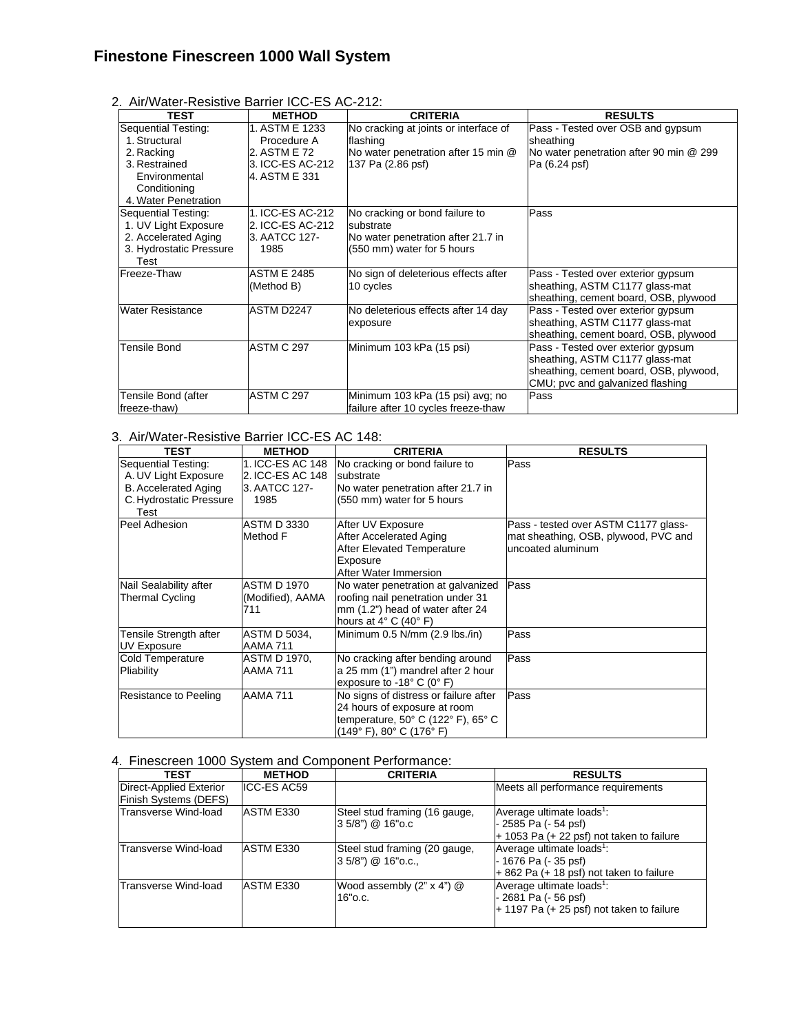# Finestone Finescreen 1000 Wall System

2. Air/Water-Resistive Barrier ICC-ES AC-212:

| TEST | METHOD | CRITERIA | RESULTS |
|---|---|---|---|
| Sequential Testing:<br>1. Structural<br>2. Racking<br>3. Restrained Environmental Conditioning<br>4. Water Penetration | 1. ASTM E 1233 Procedure A<br>2. ASTM E 72<br>3. ICC-ES AC-212<br>4. ASTM E 331 | No cracking at joints or interface of flashing<br>No water penetration after 15 min @ 137 Pa (2.86 psf) | Pass - Tested over OSB and gypsum sheathing<br>No water penetration after 90 min @ 299 Pa (6.24 psf) |
| Sequential Testing:<br>1. UV Light Exposure<br>2. Accelerated Aging<br>3. Hydrostatic Pressure Test | 1. ICC-ES AC-212<br>2. ICC-ES AC-212<br>3. AATCC 127-1985 | No cracking or bond failure to substrate<br>No water penetration after 21.7 in (550 mm) water for 5 hours | Pass |
| Freeze-Thaw | ASTM E 2485 (Method B) | No sign of deleterious effects after 10 cycles | Pass - Tested over exterior gypsum sheathing, ASTM C1177 glass-mat sheathing, cement board, OSB, plywood |
| Water Resistance | ASTM D2247 | No deleterious effects after 14 day exposure | Pass - Tested over exterior gypsum sheathing, ASTM C1177 glass-mat sheathing, cement board, OSB, plywood |
| Tensile Bond | ASTM C 297 | Minimum 103 kPa (15 psi) | Pass - Tested over exterior gypsum sheathing, ASTM C1177 glass-mat sheathing, cement board, OSB, plywood, CMU; pvc and galvanized flashing |
| Tensile Bond (after freeze-thaw) | ASTM C 297 | Minimum 103 kPa (15 psi) avg; no failure after 10 cycles freeze-thaw | Pass |

3. Air/Water-Resistive Barrier ICC-ES AC 148:

| TEST | METHOD | CRITERIA | RESULTS |
|---|---|---|---|
| Sequential Testing:<br>A. UV Light Exposure<br>B. Accelerated Aging<br>C. Hydrostatic Pressure Test | 1. ICC-ES AC 148<br>2. ICC-ES AC 148<br>3. AATCC 127-1985 | No cracking or bond failure to substrate<br>No water penetration after 21.7 in (550 mm) water for 5 hours | Pass |
| Peel Adhesion | ASTM D 3330 Method F | After UV Exposure<br>After Accelerated Aging<br>After Elevated Temperature Exposure<br>After Water Immersion | Pass - tested over ASTM C1177 glass-mat sheathing, OSB, plywood, PVC and uncoated aluminum |
| Nail Sealability after Thermal Cycling | ASTM D 1970 (Modified), AAMA 711 | No water penetration at galvanized roofing nail penetration under 31 mm (1.2") head of water after 24 hours at 4° C (40° F) | Pass |
| Tensile Strength after UV Exposure | ASTM D 5034, AAMA 711 | Minimum 0.5 N/mm (2.9 lbs./in) | Pass |
| Cold Temperature Pliability | ASTM D 1970, AAMA 711 | No cracking after bending around a 25 mm (1") mandrel after 2 hour exposure to -18° C (0° F) | Pass |
| Resistance to Peeling | AAMA 711 | No signs of distress or failure after 24 hours of exposure at room temperature, 50° C (122° F), 65° C (149° F), 80° C (176° F) | Pass |

4. Finescreen 1000 System and Component Performance:

| TEST | METHOD | CRITERIA | RESULTS |
|---|---|---|---|
| Direct-Applied Exterior Finish Systems (DEFS) | ICC-ES AC59 | | Meets all performance requirements |
| Transverse Wind-load | ASTM E330 | Steel stud framing (16 gauge, 3 5/8") @ 16"o.c | Average ultimate loads[1]:<br>- 2585 Pa (- 54 psf)<br>+ 1053 Pa (+ 22 psf) not taken to failure |
| Transverse Wind-load | ASTM E330 | Steel stud framing (20 gauge, 3 5/8") @ 16"o.c., | Average ultimate loads[1]:<br>- 1676 Pa (- 35 psf)<br>+ 862 Pa (+ 18 psf) not taken to failure |
| Transverse Wind-load | ASTM E330 | Wood assembly (2" x 4") @ 16"o.c. | Average ultimate loads[1]:<br>- 2681 Pa (- 56 psf)<br>+ 1197 Pa (+ 25 psf) not taken to failure |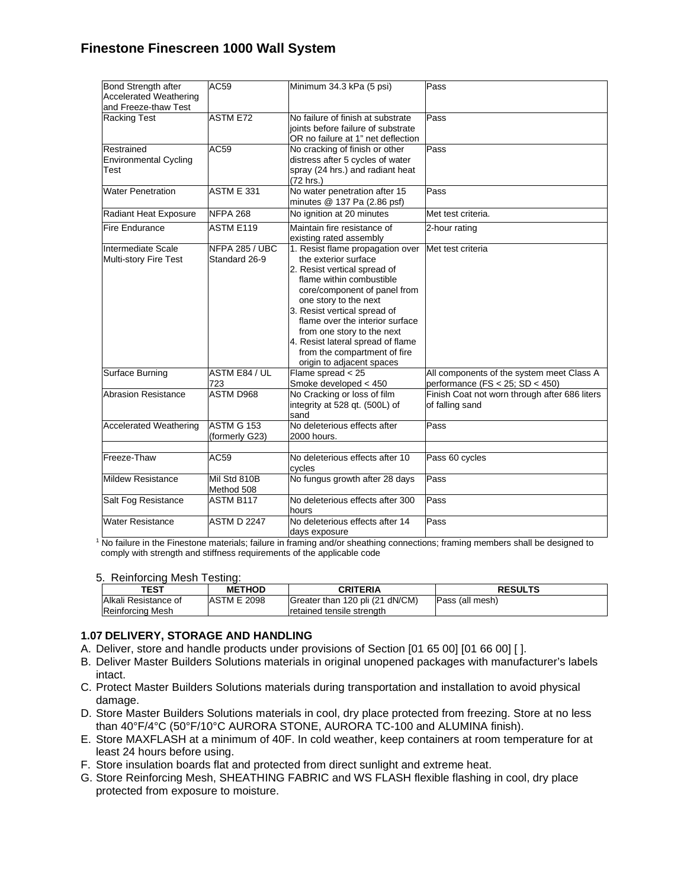| Bond Strength after Accelerated Weathering and Freeze-thaw Test | AC59 | Minimum 34.3 kPa (5 psi) | Pass |
|---|---|---|---|
| Racking Test | ASTM E72 | No failure of finish at substrate joints before failure of substrate OR no failure at 1" net deflection | Pass |
| Restrained Environmental Cycling Test | AC59 | No cracking of finish or other distress after 5 cycles of water spray (24 hrs.) and radiant heat (72 hrs.) | Pass |
| Water Penetration | ASTM E 331 | No water penetration after 15 minutes @ 137 Pa (2.86 psf) | Pass |
| Radiant Heat Exposure | NFPA 268 | No ignition at 20 minutes | Met test criteria. |
| Fire Endurance | ASTM E119 | Maintain fire resistance of existing rated assembly | 2-hour rating |
| Intermediate Scale Multi-story Fire Test | NFPA 285 / UBC Standard 26-9 | 1. Resist flame propagation over the exterior surface<br>2. Resist vertical spread of flame within combustible core/component of panel from one story to the next<br>3. Resist vertical spread of flame over the interior surface from one story to the next<br>4. Resist lateral spread of flame from the compartment of fire origin to adjacent spaces | Met test criteria |
| Surface Burning | ASTM E84 / UL 723 | Flame spread < 25<br>Smoke developed < 450 | All components of the system meet Class A performance (FS < 25; SD < 450) |
| Abrasion Resistance | ASTM D968 | No Cracking or loss of film integrity at 528 qt. (500L) of sand | Finish Coat not worn through after 686 liters of falling sand |
| Accelerated Weathering | ASTM G 153 (formerly G23) | No deleterious effects after 2000 hours. | Pass |
| | | | |
| Freeze-Thaw | AC59 | No deleterious effects after 10 cycles | Pass 60 cycles |
| Mildew Resistance | Mil Std 810B Method 508 | No fungus growth after 28 days | Pass |
| Salt Fog Resistance | ASTM B117 | No deleterious effects after 300 hours | Pass |
| Water Resistance | ASTM D 2247 | No deleterious effects after 14 days exposure | Pass |

[1] No failure in the Finestone materials; failure in framing and/or sheathing connections; framing members shall be designed to comply with strength and stiffness requirements of the applicable code

5. Reinforcing Mesh Testing:

| TEST | METHOD | CRITERIA | RESULTS |
|---|---|---|---|
| Alkali Resistance of Reinforcing Mesh | ASTM E 2098 | Greater than 120 pli (21 dN/CM) retained tensile strength | Pass (all mesh) |

### 1.07 DELIVERY, STORAGE AND HANDLING

A. Deliver, store and handle products under provisions of Section [01 65 00] [01 66 00] [ ].
B. Deliver Master Builders Solutions materials in original unopened packages with manufacturer's labels intact.
C. Protect Master Builders Solutions materials during transportation and installation to avoid physical damage.
D. Store Master Builders Solutions materials in cool, dry place protected from freezing. Store at no less than 40°F/4°C (50°F/10°C AURORA STONE, AURORA TC-100 and ALUMINA finish).
E. Store MAXFLASH at a minimum of 40F. In cold weather, keep containers at room temperature for at least 24 hours before using.
F. Store insulation boards flat and protected from direct sunlight and extreme heat.
G. Store Reinforcing Mesh, SHEATHING FABRIC and WS FLASH flexible flashing in cool, dry place protected from exposure to moisture.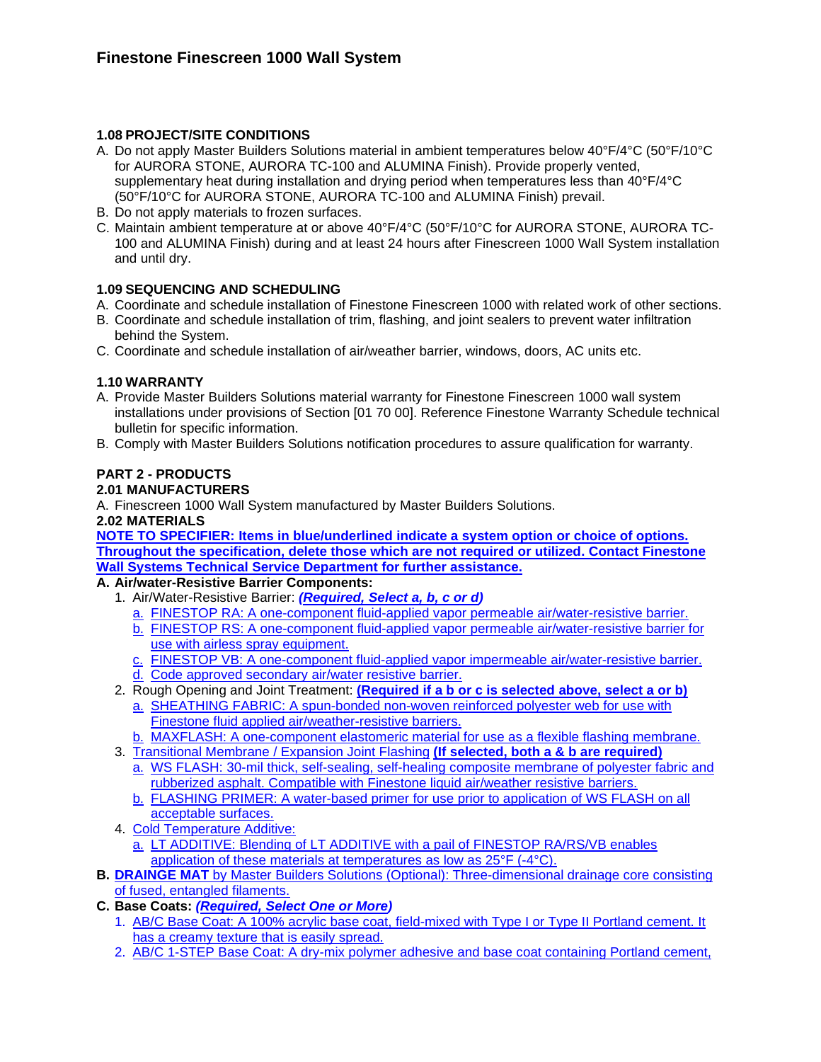### 1.08 PROJECT/SITE CONDITIONS

A. Do not apply Master Builders Solutions material in ambient temperatures below 40°F/4°C (50°F/10°C for AURORA STONE, AURORA TC-100 and ALUMINA Finish). Provide properly vented, supplementary heat during installation and drying period when temperatures less than 40°F/4°C (50°F/10°C for AURORA STONE, AURORA TC-100 and ALUMINA Finish) prevail.

B. Do not apply materials to frozen surfaces.

C. Maintain ambient temperature at or above 40°F/4°C (50°F/10°C for AURORA STONE, AURORA TC-100 and ALUMINA Finish) during and at least 24 hours after Finescreen 1000 Wall System installation and until dry.

### 1.09 SEQUENCING AND SCHEDULING

A. Coordinate and schedule installation of Finestone Finescreen 1000 with related work of other sections.

B. Coordinate and schedule installation of trim, flashing, and joint sealers to prevent water infiltration behind the System.

C. Coordinate and schedule installation of air/weather barrier, windows, doors, AC units etc.

### 1.10 WARRANTY

A. Provide Master Builders Solutions material warranty for Finestone Finescreen 1000 wall system installations under provisions of Section [01 70 00]. Reference Finestone Warranty Schedule technical bulletin for specific information.

B. Comply with Master Builders Solutions notification procedures to assure qualification for warranty.

## PART 2 - PRODUCTS

### 2.01 MANUFACTURERS

A. Finescreen 1000 Wall System manufactured by Master Builders Solutions.

### 2.02 MATERIALS

**NOTE TO SPECIFIER: Items in blue/underlined indicate a system option or choice of options. Throughout the specification, delete those which are not required or utilized. Contact Finestone Wall Systems Technical Service Department for further assistance.**

**A. Air/water-Resistive Barrier Components:**

1. Air/Water-Resistive Barrier: ***(Required, Select a, b, c or d)***
   - a. FINESTOP RA: A one-component fluid-applied vapor permeable air/water-resistive barrier.
   - b. FINESTOP RS: A one-component fluid-applied vapor permeable air/water-resistive barrier for use with airless spray equipment.
   - c. FINESTOP VB: A one-component fluid-applied vapor impermeable air/water-resistive barrier.
   - d. Code approved secondary air/water resistive barrier.
2. Rough Opening and Joint Treatment: **(Required if a b or c is selected above, select a or b)**
   - a. SHEATHING FABRIC: A spun-bonded non-woven reinforced polyester web for use with Finestone fluid applied air/weather-resistive barriers.
   - b. MAXFLASH: A one-component elastomeric material for use as a flexible flashing membrane.
3. Transitional Membrane / Expansion Joint Flashing **(If selected, both a & b are required)**
   - a. WS FLASH: 30-mil thick, self-sealing, self-healing composite membrane of polyester fabric and rubberized asphalt. Compatible with Finestone liquid air/weather resistive barriers.
   - b. FLASHING PRIMER: A water-based primer for use prior to application of WS FLASH on all acceptable surfaces.
4. Cold Temperature Additive:
   - a. LT ADDITIVE: Blending of LT ADDITIVE with a pail of FINESTOP RA/RS/VB enables application of these materials at temperatures as low as 25°F (-4°C).

**B. DRAINGE MAT** by Master Builders Solutions (Optional): Three-dimensional drainage core consisting of fused, entangled filaments.

**C. Base Coats: *(Required, Select One or More)***

1. AB/C Base Coat: A 100% acrylic base coat, field-mixed with Type I or Type II Portland cement. It has a creamy texture that is easily spread.
2. AB/C 1-STEP Base Coat: A dry-mix polymer adhesive and base coat containing Portland cement,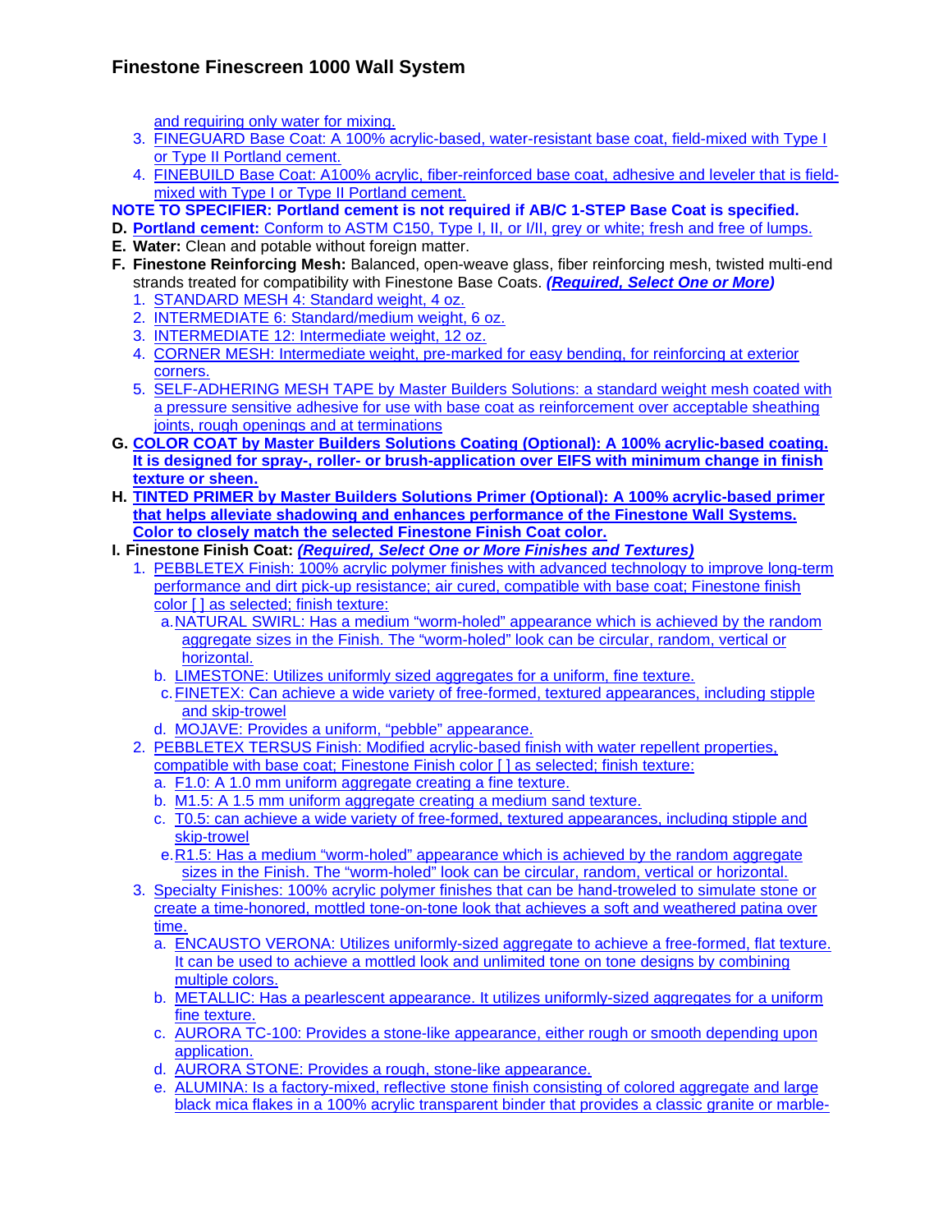and requiring only water for mixing.

3. FINEGUARD Base Coat: A 100% acrylic-based, water-resistant base coat, field-mixed with Type I or Type II Portland cement.
4. FINEBUILD Base Coat: A100% acrylic, fiber-reinforced base coat, adhesive and leveler that is field-mixed with Type I or Type II Portland cement.

**NOTE TO SPECIFIER: Portland cement is not required if AB/C 1-STEP Base Coat is specified.**

**D. Portland cement:** Conform to ASTM C150, Type I, II, or I/II, grey or white; fresh and free of lumps.

**E. Water:** Clean and potable without foreign matter.

**F. Finestone Reinforcing Mesh:** Balanced, open-weave glass, fiber reinforcing mesh, twisted multi-end strands treated for compatibility with Finestone Base Coats. ***(Required, Select One or More)***

1. STANDARD MESH 4: Standard weight, 4 oz.
2. INTERMEDIATE 6: Standard/medium weight, 6 oz.
3. INTERMEDIATE 12: Intermediate weight, 12 oz.
4. CORNER MESH: Intermediate weight, pre-marked for easy bending, for reinforcing at exterior corners.
5. SELF-ADHERING MESH TAPE by Master Builders Solutions: a standard weight mesh coated with a pressure sensitive adhesive for use with base coat as reinforcement over acceptable sheathing joints, rough openings and at terminations

**G. COLOR COAT by Master Builders Solutions Coating (Optional): A 100% acrylic-based coating. It is designed for spray-, roller- or brush-application over EIFS with minimum change in finish texture or sheen.**

**H. TINTED PRIMER by Master Builders Solutions Primer (Optional): A 100% acrylic-based primer that helps alleviate shadowing and enhances performance of the Finestone Wall Systems. Color to closely match the selected Finestone Finish Coat color.**

**I. Finestone Finish Coat:** ***(Required, Select One or More Finishes and Textures)***

1. PEBBLETEX Finish: 100% acrylic polymer finishes with advanced technology to improve long-term performance and dirt pick-up resistance; air cured, compatible with base coat; Finestone finish color [ ] as selected; finish texture:
   a. NATURAL SWIRL: Has a medium “worm-holed” appearance which is achieved by the random aggregate sizes in the Finish. The “worm-holed” look can be circular, random, vertical or horizontal.
   b. LIMESTONE: Utilizes uniformly sized aggregates for a uniform, fine texture.
   c. FINETEX: Can achieve a wide variety of free-formed, textured appearances, including stipple and skip-trowel
   d. MOJAVE: Provides a uniform, “pebble” appearance.
2. PEBBLETEX TERSUS Finish: Modified acrylic-based finish with water repellent properties, compatible with base coat; Finestone Finish color [ ] as selected; finish texture:
   a. F1.0: A 1.0 mm uniform aggregate creating a fine texture.
   b. M1.5: A 1.5 mm uniform aggregate creating a medium sand texture.
   c. T0.5: can achieve a wide variety of free-formed, textured appearances, including stipple and skip-trowel
   e. R1.5: Has a medium “worm-holed” appearance which is achieved by the random aggregate sizes in the Finish. The “worm-holed” look can be circular, random, vertical or horizontal.
3. Specialty Finishes: 100% acrylic polymer finishes that can be hand-troweled to simulate stone or create a time-honored, mottled tone-on-tone look that achieves a soft and weathered patina over time.
   a. ENCAUSTO VERONA: Utilizes uniformly-sized aggregate to achieve a free-formed, flat texture. It can be used to achieve a mottled look and unlimited tone on tone designs by combining multiple colors.
   b. METALLIC: Has a pearlescent appearance. It utilizes uniformly-sized aggregates for a uniform fine texture.
   c. AURORA TC-100: Provides a stone-like appearance, either rough or smooth depending upon application.
   d. AURORA STONE: Provides a rough, stone-like appearance.
   e. ALUMINA: Is a factory-mixed, reflective stone finish consisting of colored aggregate and large black mica flakes in a 100% acrylic transparent binder that provides a classic granite or marble-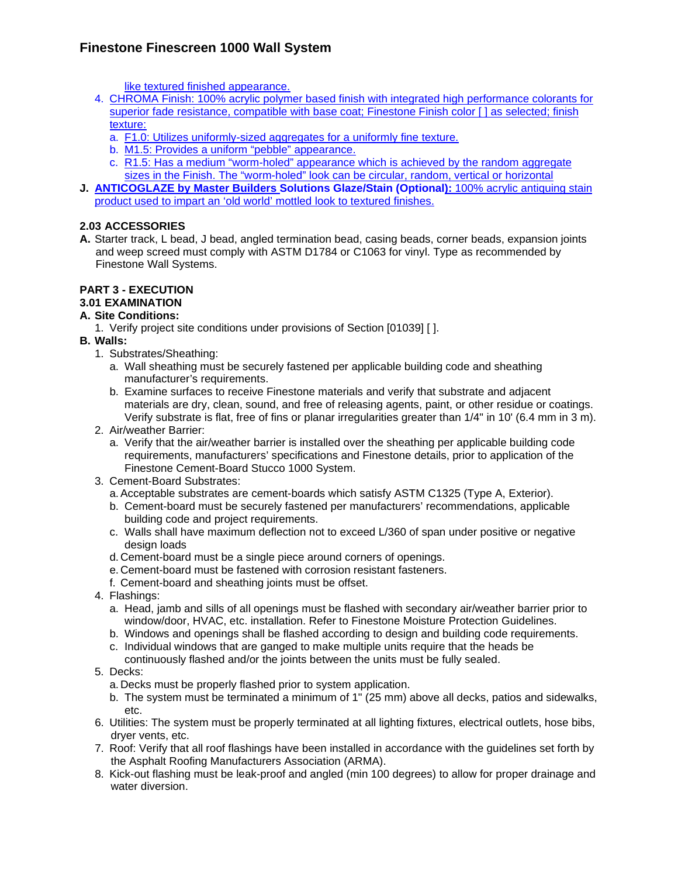like textured finished appearance.

4. CHROMA Finish: 100% acrylic polymer based finish with integrated high performance colorants for superior fade resistance, compatible with base coat; Finestone Finish color [ ] as selected; finish texture:
   a. F1.0: Utilizes uniformly-sized aggregates for a uniformly fine texture.
   b. M1.5: Provides a uniform “pebble” appearance.
   c. R1.5: Has a medium “worm-holed” appearance which is achieved by the random aggregate sizes in the Finish. The “worm-holed” look can be circular, random, vertical or horizontal

**J.** **ANTICOGLAZE by Master Builders Solutions Glaze/Stain (Optional):** 100% acrylic antiquing stain product used to impart an ‘old world’ mottled look to textured finishes.

### 2.03 ACCESSORIES

**A.** Starter track, L bead, J bead, angled termination bead, casing beads, corner beads, expansion joints and weep screed must comply with ASTM D1784 or C1063 for vinyl. Type as recommended by Finestone Wall Systems.

## PART 3 - EXECUTION

### 3.01 EXAMINATION

**A. Site Conditions:**

1. Verify project site conditions under provisions of Section [01039] [ ].

**B. Walls:**

1. Substrates/Sheathing:
   a. Wall sheathing must be securely fastened per applicable building code and sheathing manufacturer’s requirements.
   b. Examine surfaces to receive Finestone materials and verify that substrate and adjacent materials are dry, clean, sound, and free of releasing agents, paint, or other residue or coatings. Verify substrate is flat, free of fins or planar irregularities greater than 1/4" in 10' (6.4 mm in 3 m).
2. Air/weather Barrier:
   a. Verify that the air/weather barrier is installed over the sheathing per applicable building code requirements, manufacturers’ specifications and Finestone details, prior to application of the Finestone Cement-Board Stucco 1000 System.
3. Cement-Board Substrates:
   a. Acceptable substrates are cement-boards which satisfy ASTM C1325 (Type A, Exterior).
   b. Cement-board must be securely fastened per manufacturers’ recommendations, applicable building code and project requirements.
   c. Walls shall have maximum deflection not to exceed L/360 of span under positive or negative design loads
   d. Cement-board must be a single piece around corners of openings.
   e. Cement-board must be fastened with corrosion resistant fasteners.
   f. Cement-board and sheathing joints must be offset.
4. Flashings:
   a. Head, jamb and sills of all openings must be flashed with secondary air/weather barrier prior to window/door, HVAC, etc. installation. Refer to Finestone Moisture Protection Guidelines.
   b. Windows and openings shall be flashed according to design and building code requirements.
   c. Individual windows that are ganged to make multiple units require that the heads be continuously flashed and/or the joints between the units must be fully sealed.
5. Decks:
   a. Decks must be properly flashed prior to system application.
   b. The system must be terminated a minimum of 1" (25 mm) above all decks, patios and sidewalks, etc.
6. Utilities: The system must be properly terminated at all lighting fixtures, electrical outlets, hose bibs, dryer vents, etc.
7. Roof: Verify that all roof flashings have been installed in accordance with the guidelines set forth by the Asphalt Roofing Manufacturers Association (ARMA).
8. Kick-out flashing must be leak-proof and angled (min 100 degrees) to allow for proper drainage and water diversion.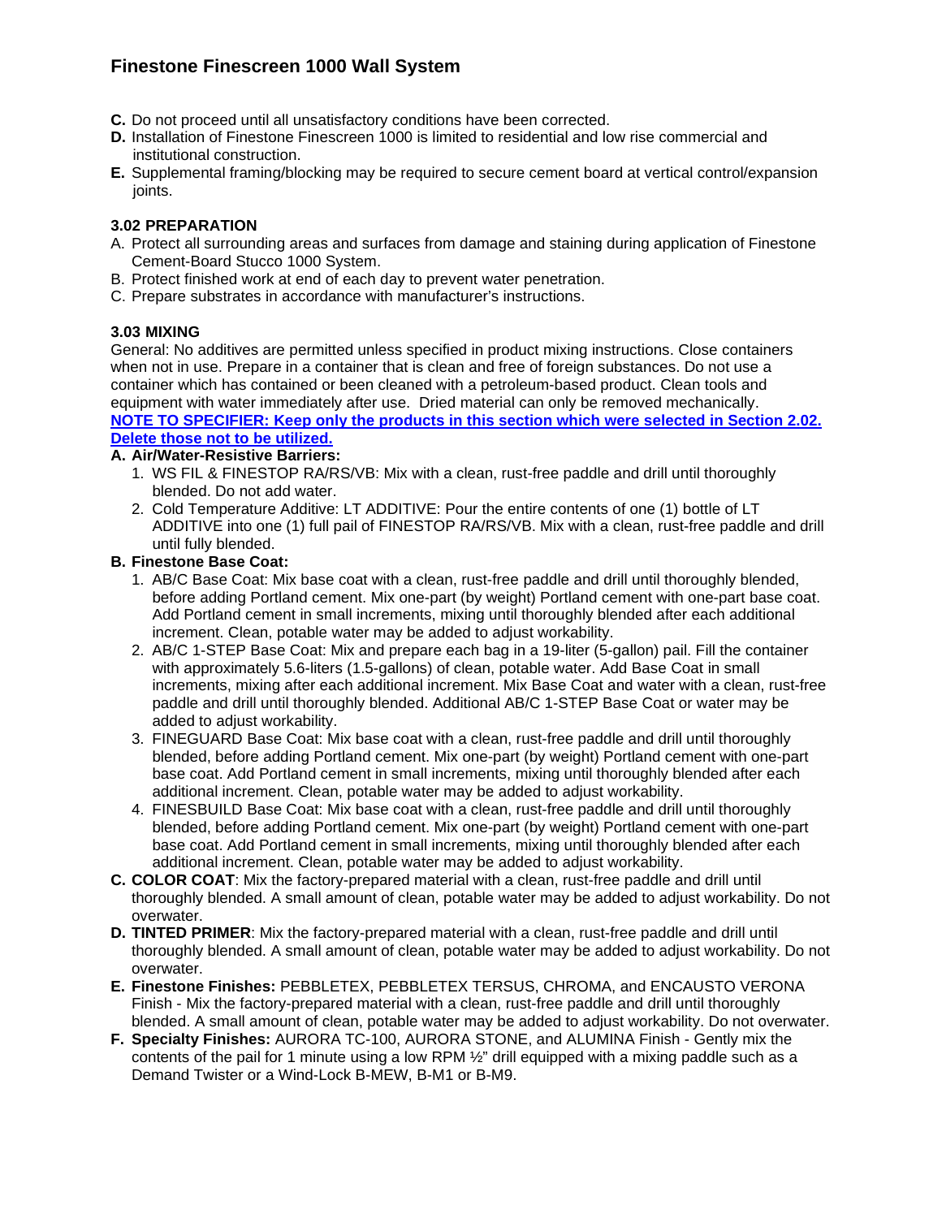**C.** Do not proceed until all unsatisfactory conditions have been corrected.

**D.** Installation of Finestone Finescreen 1000 is limited to residential and low rise commercial and institutional construction.

**E.** Supplemental framing/blocking may be required to secure cement board at vertical control/expansion joints.

### 3.02 PREPARATION

A. Protect all surrounding areas and surfaces from damage and staining during application of Finestone Cement-Board Stucco 1000 System.

B. Protect finished work at end of each day to prevent water penetration.

C. Prepare substrates in accordance with manufacturer's instructions.

### 3.03 MIXING

General: No additives are permitted unless specified in product mixing instructions. Close containers when not in use. Prepare in a container that is clean and free of foreign substances. Do not use a container which has contained or been cleaned with a petroleum-based product. Clean tools and equipment with water immediately after use. Dried material can only be removed mechanically.

**NOTE TO SPECIFIER: Keep only the products in this section which were selected in Section 2.02. Delete those not to be utilized.**

**A. Air/Water-Resistive Barriers:**

1. WS FIL & FINESTOP RA/RS/VB: Mix with a clean, rust-free paddle and drill until thoroughly blended. Do not add water.
2. Cold Temperature Additive: LT ADDITIVE: Pour the entire contents of one (1) bottle of LT ADDITIVE into one (1) full pail of FINESTOP RA/RS/VB. Mix with a clean, rust-free paddle and drill until fully blended.

**B. Finestone Base Coat:**

1. AB/C Base Coat: Mix base coat with a clean, rust-free paddle and drill until thoroughly blended, before adding Portland cement. Mix one-part (by weight) Portland cement with one-part base coat. Add Portland cement in small increments, mixing until thoroughly blended after each additional increment. Clean, potable water may be added to adjust workability.
2. AB/C 1-STEP Base Coat: Mix and prepare each bag in a 19-liter (5-gallon) pail. Fill the container with approximately 5.6-liters (1.5-gallons) of clean, potable water. Add Base Coat in small increments, mixing after each additional increment. Mix Base Coat and water with a clean, rust-free paddle and drill until thoroughly blended. Additional AB/C 1-STEP Base Coat or water may be added to adjust workability.
3. FINEGUARD Base Coat: Mix base coat with a clean, rust-free paddle and drill until thoroughly blended, before adding Portland cement. Mix one-part (by weight) Portland cement with one-part base coat. Add Portland cement in small increments, mixing until thoroughly blended after each additional increment. Clean, potable water may be added to adjust workability.
4. FINESBUILD Base Coat: Mix base coat with a clean, rust-free paddle and drill until thoroughly blended, before adding Portland cement. Mix one-part (by weight) Portland cement with one-part base coat. Add Portland cement in small increments, mixing until thoroughly blended after each additional increment. Clean, potable water may be added to adjust workability.

**C. COLOR COAT**: Mix the factory-prepared material with a clean, rust-free paddle and drill until thoroughly blended. A small amount of clean, potable water may be added to adjust workability. Do not overwater.

**D. TINTED PRIMER**: Mix the factory-prepared material with a clean, rust-free paddle and drill until thoroughly blended. A small amount of clean, potable water may be added to adjust workability. Do not overwater.

**E. Finestone Finishes:** PEBBLETEX, PEBBLETEX TERSUS, CHROMA, and ENCAUSTO VERONA Finish - Mix the factory-prepared material with a clean, rust-free paddle and drill until thoroughly blended. A small amount of clean, potable water may be added to adjust workability. Do not overwater.

**F. Specialty Finishes:** AURORA TC-100, AURORA STONE, and ALUMINA Finish - Gently mix the contents of the pail for 1 minute using a low RPM ½" drill equipped with a mixing paddle such as a Demand Twister or a Wind-Lock B-MEW, B-M1 or B-M9.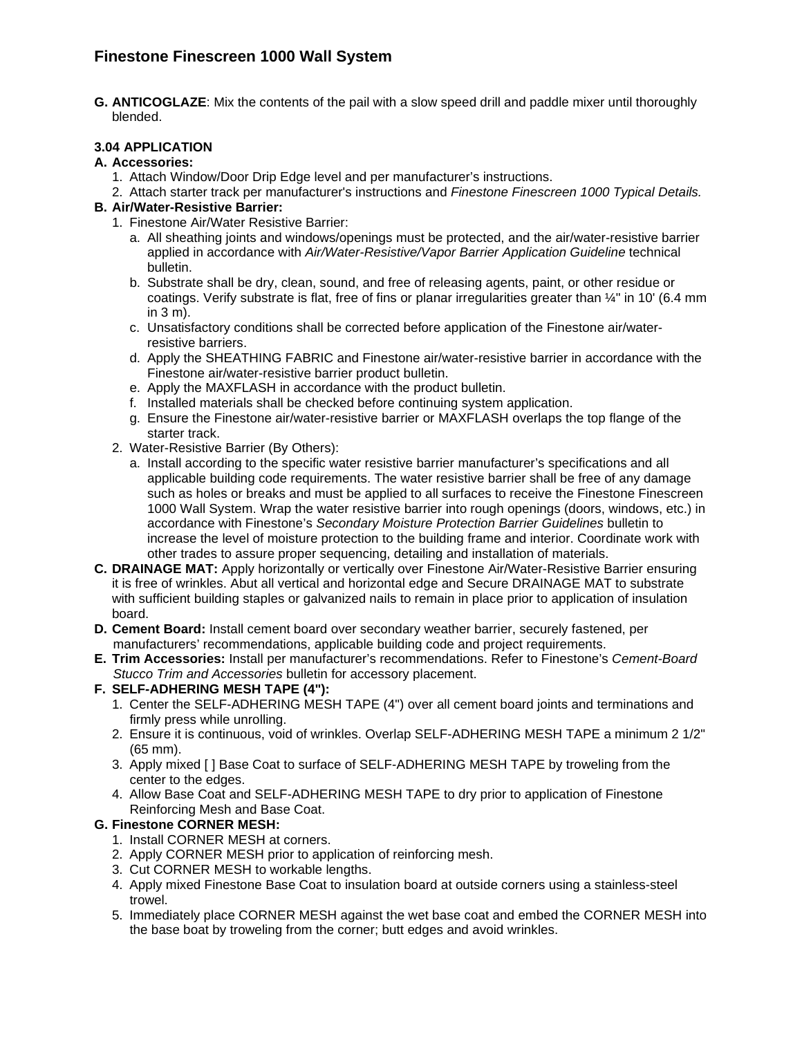**G. ANTICOGLAZE**: Mix the contents of the pail with a slow speed drill and paddle mixer until thoroughly blended.

**3.04 APPLICATION**

**A. Accessories:**

1. Attach Window/Door Drip Edge level and per manufacturer's instructions.
2. Attach starter track per manufacturer's instructions and *Finestone Finescreen 1000 Typical Details.*

**B. Air/Water-Resistive Barrier:**

1. Finestone Air/Water Resistive Barrier:
   a. All sheathing joints and windows/openings must be protected, and the air/water-resistive barrier applied in accordance with *Air/Water-Resistive/Vapor Barrier Application Guideline* technical bulletin.
   b. Substrate shall be dry, clean, sound, and free of releasing agents, paint, or other residue or coatings. Verify substrate is flat, free of fins or planar irregularities greater than ¼" in 10' (6.4 mm in 3 m).
   c. Unsatisfactory conditions shall be corrected before application of the Finestone air/water-resistive barriers.
   d. Apply the SHEATHING FABRIC and Finestone air/water-resistive barrier in accordance with the Finestone air/water-resistive barrier product bulletin.
   e. Apply the MAXFLASH in accordance with the product bulletin.
   f. Installed materials shall be checked before continuing system application.
   g. Ensure the Finestone air/water-resistive barrier or MAXFLASH overlaps the top flange of the starter track.
2. Water-Resistive Barrier (By Others):
   a. Install according to the specific water resistive barrier manufacturer's specifications and all applicable building code requirements. The water resistive barrier shall be free of any damage such as holes or breaks and must be applied to all surfaces to receive the Finestone Finescreen 1000 Wall System. Wrap the water resistive barrier into rough openings (doors, windows, etc.) in accordance with Finestone's *Secondary Moisture Protection Barrier Guidelines* bulletin to increase the level of moisture protection to the building frame and interior. Coordinate work with other trades to assure proper sequencing, detailing and installation of materials.

**C. DRAINAGE MAT:** Apply horizontally or vertically over Finestone Air/Water-Resistive Barrier ensuring it is free of wrinkles. Abut all vertical and horizontal edge and Secure DRAINAGE MAT to substrate with sufficient building staples or galvanized nails to remain in place prior to application of insulation board.

**D. Cement Board:** Install cement board over secondary weather barrier, securely fastened, per manufacturers' recommendations, applicable building code and project requirements.

**E. Trim Accessories:** Install per manufacturer's recommendations. Refer to Finestone's *Cement-Board Stucco Trim and Accessories* bulletin for accessory placement.

**F. SELF-ADHERING MESH TAPE (4"):**

1. Center the SELF-ADHERING MESH TAPE (4") over all cement board joints and terminations and firmly press while unrolling.
2. Ensure it is continuous, void of wrinkles. Overlap SELF-ADHERING MESH TAPE a minimum 2 1/2" (65 mm).
3. Apply mixed [ ] Base Coat to surface of SELF-ADHERING MESH TAPE by troweling from the center to the edges.
4. Allow Base Coat and SELF-ADHERING MESH TAPE to dry prior to application of Finestone Reinforcing Mesh and Base Coat.

**G. Finestone CORNER MESH:**

1. Install CORNER MESH at corners.
2. Apply CORNER MESH prior to application of reinforcing mesh.
3. Cut CORNER MESH to workable lengths.
4. Apply mixed Finestone Base Coat to insulation board at outside corners using a stainless-steel trowel.
5. Immediately place CORNER MESH against the wet base coat and embed the CORNER MESH into the base boat by troweling from the corner; butt edges and avoid wrinkles.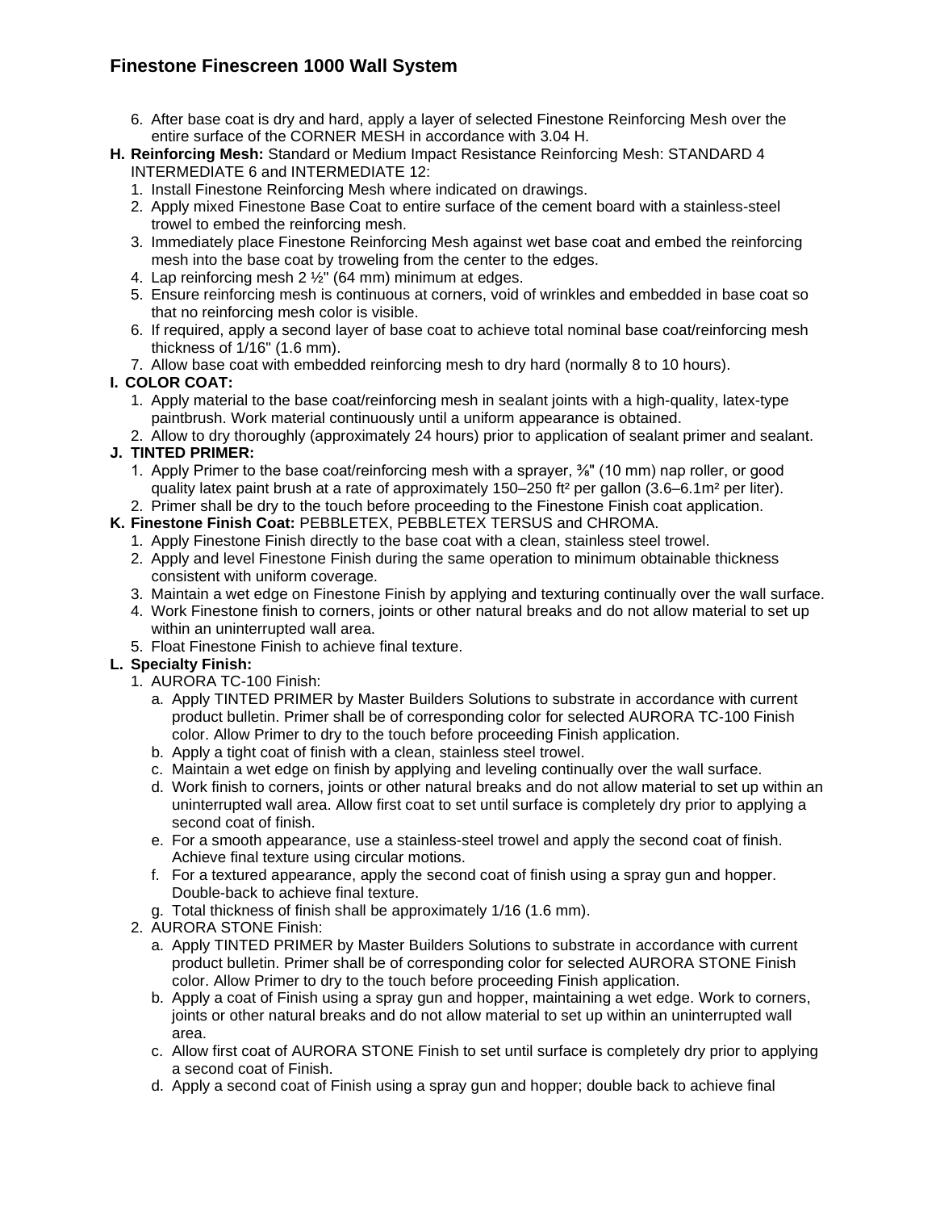6. After base coat is dry and hard, apply a layer of selected Finestone Reinforcing Mesh over the entire surface of the CORNER MESH in accordance with 3.04 H.

**H. Reinforcing Mesh:** Standard or Medium Impact Resistance Reinforcing Mesh: STANDARD 4 INTERMEDIATE 6 and INTERMEDIATE 12:

1. Install Finestone Reinforcing Mesh where indicated on drawings.
2. Apply mixed Finestone Base Coat to entire surface of the cement board with a stainless-steel trowel to embed the reinforcing mesh.
3. Immediately place Finestone Reinforcing Mesh against wet base coat and embed the reinforcing mesh into the base coat by troweling from the center to the edges.
4. Lap reinforcing mesh 2 ½" (64 mm) minimum at edges.
5. Ensure reinforcing mesh is continuous at corners, void of wrinkles and embedded in base coat so that no reinforcing mesh color is visible.
6. If required, apply a second layer of base coat to achieve total nominal base coat/reinforcing mesh thickness of 1/16" (1.6 mm).
7. Allow base coat with embedded reinforcing mesh to dry hard (normally 8 to 10 hours).

**I. COLOR COAT:**

1. Apply material to the base coat/reinforcing mesh in sealant joints with a high-quality, latex-type paintbrush. Work material continuously until a uniform appearance is obtained.
2. Allow to dry thoroughly (approximately 24 hours) prior to application of sealant primer and sealant.

**J. TINTED PRIMER:**

1. Apply Primer to the base coat/reinforcing mesh with a sprayer, ⅜" (10 mm) nap roller, or good quality latex paint brush at a rate of approximately 150–250 ft² per gallon (3.6–6.1m² per liter).
2. Primer shall be dry to the touch before proceeding to the Finestone Finish coat application.

**K. Finestone Finish Coat:** PEBBLETEX, PEBBLETEX TERSUS and CHROMA.

1. Apply Finestone Finish directly to the base coat with a clean, stainless steel trowel.
2. Apply and level Finestone Finish during the same operation to minimum obtainable thickness consistent with uniform coverage.
3. Maintain a wet edge on Finestone Finish by applying and texturing continually over the wall surface.
4. Work Finestone finish to corners, joints or other natural breaks and do not allow material to set up within an uninterrupted wall area.
5. Float Finestone Finish to achieve final texture.

**L. Specialty Finish:**

1. AURORA TC-100 Finish:
   a. Apply TINTED PRIMER by Master Builders Solutions to substrate in accordance with current product bulletin. Primer shall be of corresponding color for selected AURORA TC-100 Finish color. Allow Primer to dry to the touch before proceeding Finish application.
   b. Apply a tight coat of finish with a clean, stainless steel trowel.
   c. Maintain a wet edge on finish by applying and leveling continually over the wall surface.
   d. Work finish to corners, joints or other natural breaks and do not allow material to set up within an uninterrupted wall area. Allow first coat to set until surface is completely dry prior to applying a second coat of finish.
   e. For a smooth appearance, use a stainless-steel trowel and apply the second coat of finish. Achieve final texture using circular motions.
   f. For a textured appearance, apply the second coat of finish using a spray gun and hopper. Double-back to achieve final texture.
   g. Total thickness of finish shall be approximately 1/16 (1.6 mm).
2. AURORA STONE Finish:
   a. Apply TINTED PRIMER by Master Builders Solutions to substrate in accordance with current product bulletin. Primer shall be of corresponding color for selected AURORA STONE Finish color. Allow Primer to dry to the touch before proceeding Finish application.
   b. Apply a coat of Finish using a spray gun and hopper, maintaining a wet edge. Work to corners, joints or other natural breaks and do not allow material to set up within an uninterrupted wall area.
   c. Allow first coat of AURORA STONE Finish to set until surface is completely dry prior to applying a second coat of Finish.
   d. Apply a second coat of Finish using a spray gun and hopper; double back to achieve final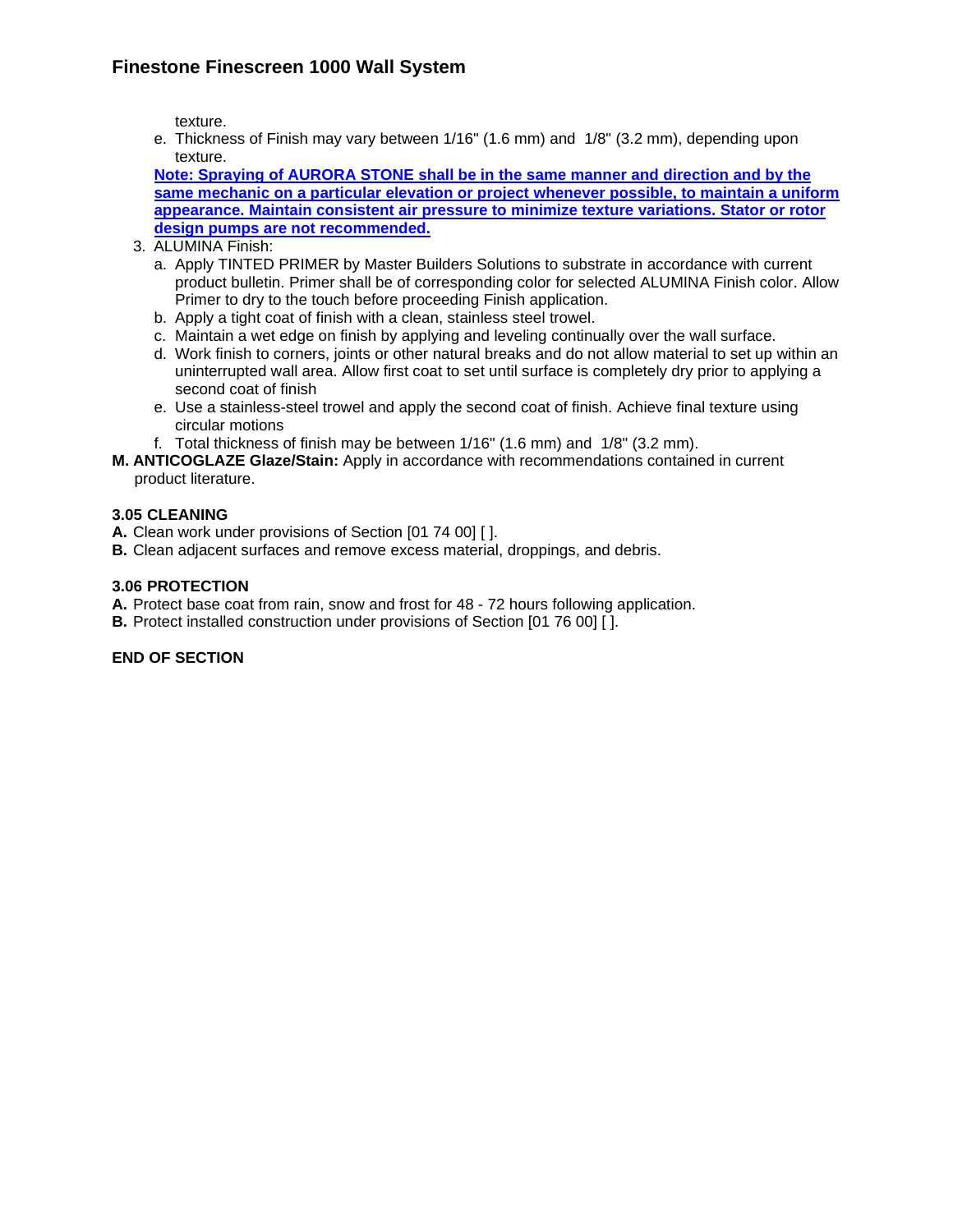texture.

e. Thickness of Finish may vary between 1/16" (1.6 mm) and 1/8" (3.2 mm), depending upon texture.

**Note: Spraying of AURORA STONE shall be in the same manner and direction and by the same mechanic on a particular elevation or project whenever possible, to maintain a uniform appearance. Maintain consistent air pressure to minimize texture variations. Stator or rotor design pumps are not recommended.**

3. ALUMINA Finish:
   a. Apply TINTED PRIMER by Master Builders Solutions to substrate in accordance with current product bulletin. Primer shall be of corresponding color for selected ALUMINA Finish color. Allow Primer to dry to the touch before proceeding Finish application.
   b. Apply a tight coat of finish with a clean, stainless steel trowel.
   c. Maintain a wet edge on finish by applying and leveling continually over the wall surface.
   d. Work finish to corners, joints or other natural breaks and do not allow material to set up within an uninterrupted wall area. Allow first coat to set until surface is completely dry prior to applying a second coat of finish
   e. Use a stainless-steel trowel and apply the second coat of finish. Achieve final texture using circular motions
   f. Total thickness of finish may be between 1/16" (1.6 mm) and 1/8" (3.2 mm).

**M. ANTICOGLAZE Glaze/Stain:** Apply in accordance with recommendations contained in current product literature.

### 3.05 CLEANING

**A.** Clean work under provisions of Section [01 74 00] [ ].

**B.** Clean adjacent surfaces and remove excess material, droppings, and debris.

### 3.06 PROTECTION

**A.** Protect base coat from rain, snow and frost for 48 - 72 hours following application.

**B.** Protect installed construction under provisions of Section [01 76 00] [ ].

**END OF SECTION**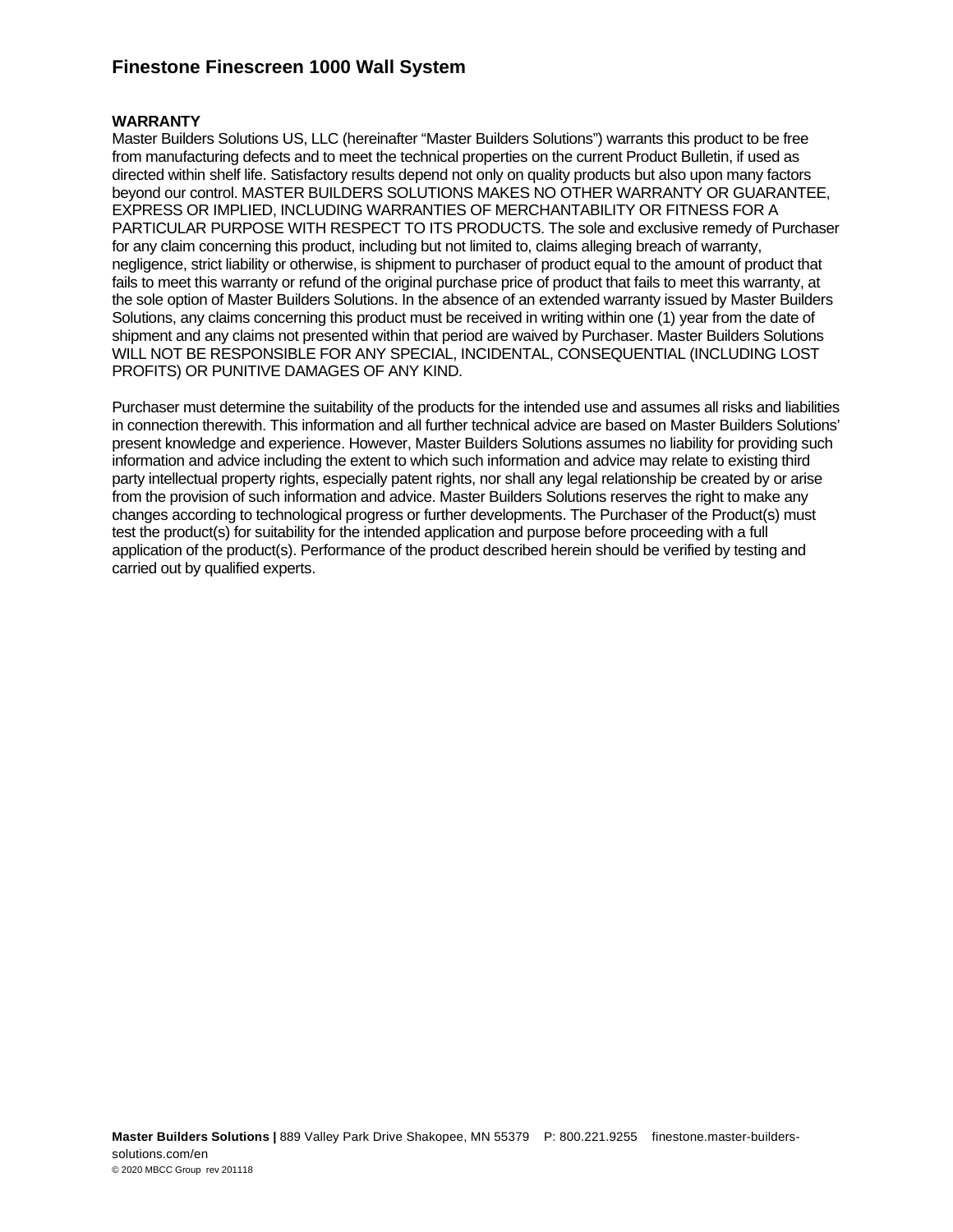## WARRANTY

Master Builders Solutions US, LLC (hereinafter "Master Builders Solutions") warrants this product to be free from manufacturing defects and to meet the technical properties on the current Product Bulletin, if used as directed within shelf life. Satisfactory results depend not only on quality products but also upon many factors beyond our control. MASTER BUILDERS SOLUTIONS MAKES NO OTHER WARRANTY OR GUARANTEE, EXPRESS OR IMPLIED, INCLUDING WARRANTIES OF MERCHANTABILITY OR FITNESS FOR A PARTICULAR PURPOSE WITH RESPECT TO ITS PRODUCTS. The sole and exclusive remedy of Purchaser for any claim concerning this product, including but not limited to, claims alleging breach of warranty, negligence, strict liability or otherwise, is shipment to purchaser of product equal to the amount of product that fails to meet this warranty or refund of the original purchase price of product that fails to meet this warranty, at the sole option of Master Builders Solutions. In the absence of an extended warranty issued by Master Builders Solutions, any claims concerning this product must be received in writing within one (1) year from the date of shipment and any claims not presented within that period are waived by Purchaser. Master Builders Solutions WILL NOT BE RESPONSIBLE FOR ANY SPECIAL, INCIDENTAL, CONSEQUENTIAL (INCLUDING LOST PROFITS) OR PUNITIVE DAMAGES OF ANY KIND.

Purchaser must determine the suitability of the products for the intended use and assumes all risks and liabilities in connection therewith. This information and all further technical advice are based on Master Builders Solutions' present knowledge and experience. However, Master Builders Solutions assumes no liability for providing such information and advice including the extent to which such information and advice may relate to existing third party intellectual property rights, especially patent rights, nor shall any legal relationship be created by or arise from the provision of such information and advice. Master Builders Solutions reserves the right to make any changes according to technological progress or further developments. The Purchaser of the Product(s) must test the product(s) for suitability for the intended application and purpose before proceeding with a full application of the product(s). Performance of the product described herein should be verified by testing and carried out by qualified experts.